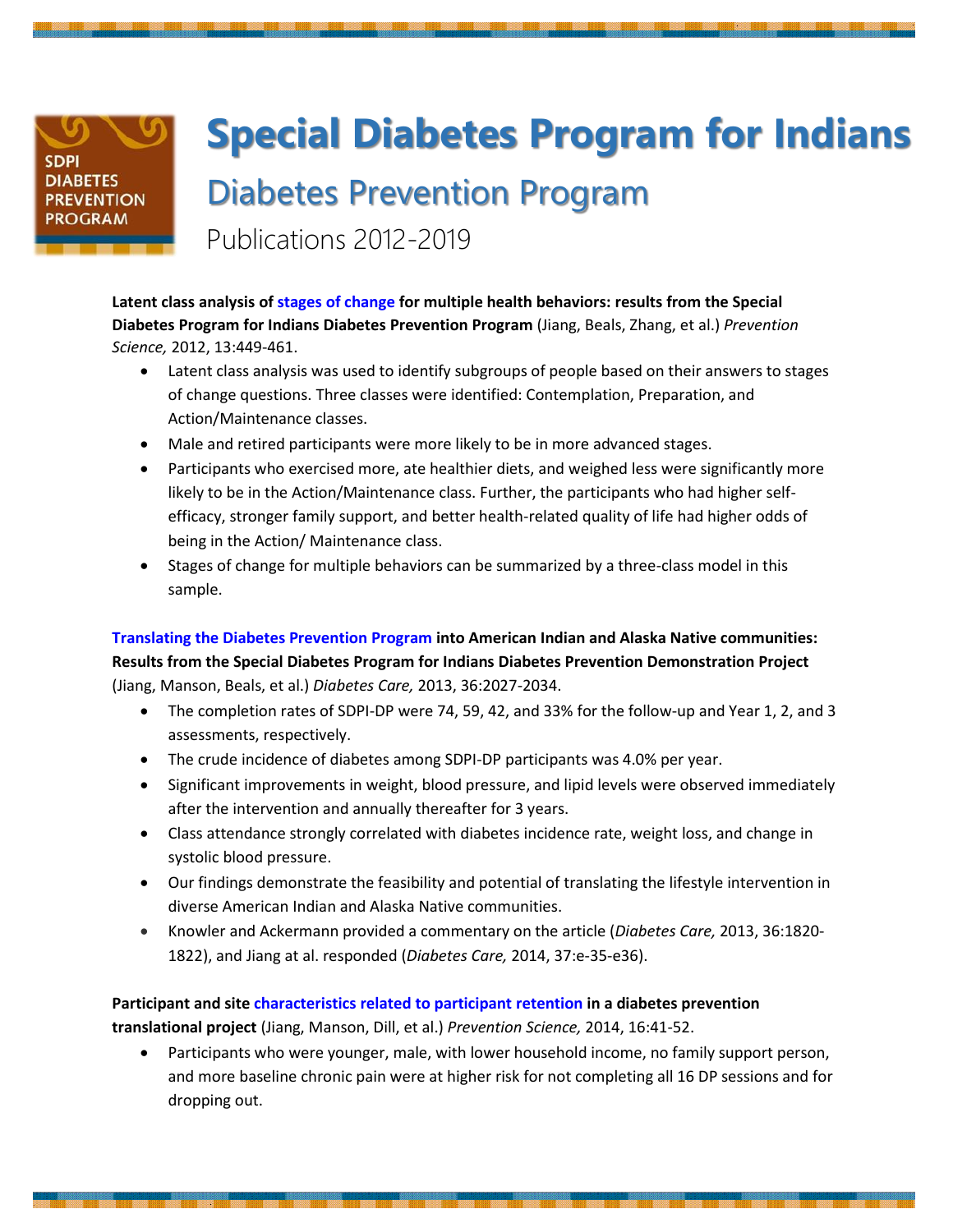# Special Diabetes Program for Indians

## Diabetes Prevention Program

### Publications 2012-2019

**Latent class analysis of stages of change for multiple health behaviors: results from the Special Diabetes Program for Indians Diabetes Prevention Program** (Jiang, Beals, Zhang, et al.) *Prevention Science,* 2012, 13:449-461.

- Latent class analysis was used to identify subgroups of people based on their answers to stages of change questions. Three classes were identified: Contemplation, Preparation, and Action/Maintenance classes.
- Male and retired participants were more likely to be in more advanced stages.
- Participants who exercised more, ate healthier diets, and weighed less were significantly more likely to be in the Action/Maintenance class. Further, the participants who had higher self-efficacy, stronger family support, and better health-related quality of life had higher odds of being in the Action/ Maintenance class.
- Stages of change for multiple behaviors can be summarized by a three-class model in this sample.

**Translating the Diabetes Prevention Program into American Indian and Alaska Native communities: Results from the Special Diabetes Program for Indians Diabetes Prevention Demonstration Project** (Jiang, Manson, Beals, et al.) *Diabetes Care,* 2013, 36:2027-2034.

- The completion rates of SDPI-DP were 74, 59, 42, and 33% for the follow-up and Year 1, 2, and 3 assessments, respectively.
- The crude incidence of diabetes among SDPI-DP participants was 4.0% per year.
- Significant improvements in weight, blood pressure, and lipid levels were observed immediately after the intervention and annually thereafter for 3 years.
- Class attendance strongly correlated with diabetes incidence rate, weight loss, and change in systolic blood pressure.
- Our findings demonstrate the feasibility and potential of translating the lifestyle intervention in diverse American Indian and Alaska Native communities.
- Knowler and Ackermann provided a commentary on the article (*Diabetes Care,* 2013, 36:1820-1822), and Jiang at al. responded (*Diabetes Care,* 2014, 37:e-35-e36).

**Participant and site characteristics related to participant retention in a diabetes prevention translational project** (Jiang, Manson, Dill, et al.) *Prevention Science,* 2014, 16:41-52.

- Participants who were younger, male, with lower household income, no family support person, and more baseline chronic pain were at higher risk for not completing all 16 DP sessions and for dropping out.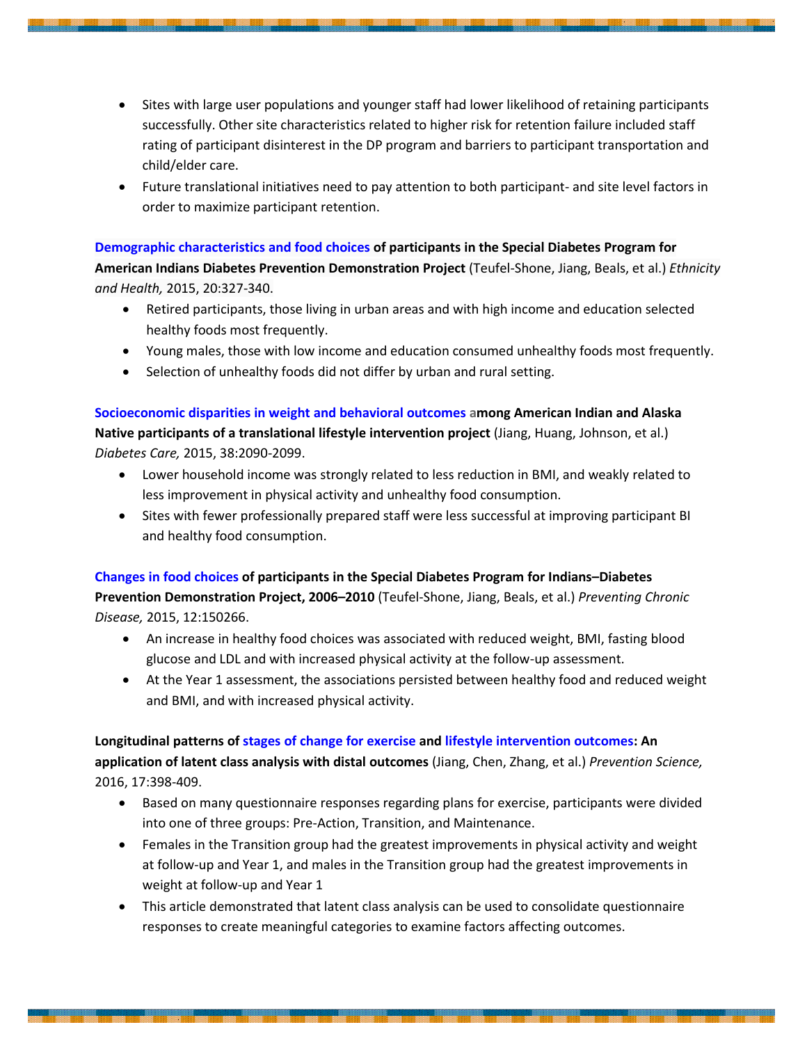- Sites with large user populations and younger staff had lower likelihood of retaining participants successfully. Other site characteristics related to higher risk for retention failure included staff rating of participant disinterest in the DP program and barriers to participant transportation and child/elder care.
- Future translational initiatives need to pay attention to both participant- and site level factors in order to maximize participant retention.

**Demographic characteristics and food choices of participants in the Special Diabetes Program for American Indians Diabetes Prevention Demonstration Project** (Teufel-Shone, Jiang, Beals, et al.) *Ethnicity and Health,* 2015, 20:327-340.

- Retired participants, those living in urban areas and with high income and education selected healthy foods most frequently.
- Young males, those with low income and education consumed unhealthy foods most frequently.
- Selection of unhealthy foods did not differ by urban and rural setting.

**Socioeconomic disparities in weight and behavioral outcomes among American Indian and Alaska Native participants of a translational lifestyle intervention project** (Jiang, Huang, Johnson, et al.) *Diabetes Care,* 2015, 38:2090-2099.

- Lower household income was strongly related to less reduction in BMI, and weakly related to less improvement in physical activity and unhealthy food consumption.
- Sites with fewer professionally prepared staff were less successful at improving participant BI and healthy food consumption.

**Changes in food choices of participants in the Special Diabetes Program for Indians–Diabetes Prevention Demonstration Project, 2006–2010** (Teufel-Shone, Jiang, Beals, et al.) *Preventing Chronic Disease,* 2015, 12:150266.

- An increase in healthy food choices was associated with reduced weight, BMI, fasting blood glucose and LDL and with increased physical activity at the follow-up assessment.
- At the Year 1 assessment, the associations persisted between healthy food and reduced weight and BMI, and with increased physical activity.

**Longitudinal patterns of stages of change for exercise and lifestyle intervention outcomes: An application of latent class analysis with distal outcomes** (Jiang, Chen, Zhang, et al.) *Prevention Science,* 2016, 17:398-409.

- Based on many questionnaire responses regarding plans for exercise, participants were divided into one of three groups: Pre-Action, Transition, and Maintenance.
- Females in the Transition group had the greatest improvements in physical activity and weight at follow-up and Year 1, and males in the Transition group had the greatest improvements in weight at follow-up and Year 1
- This article demonstrated that latent class analysis can be used to consolidate questionnaire responses to create meaningful categories to examine factors affecting outcomes.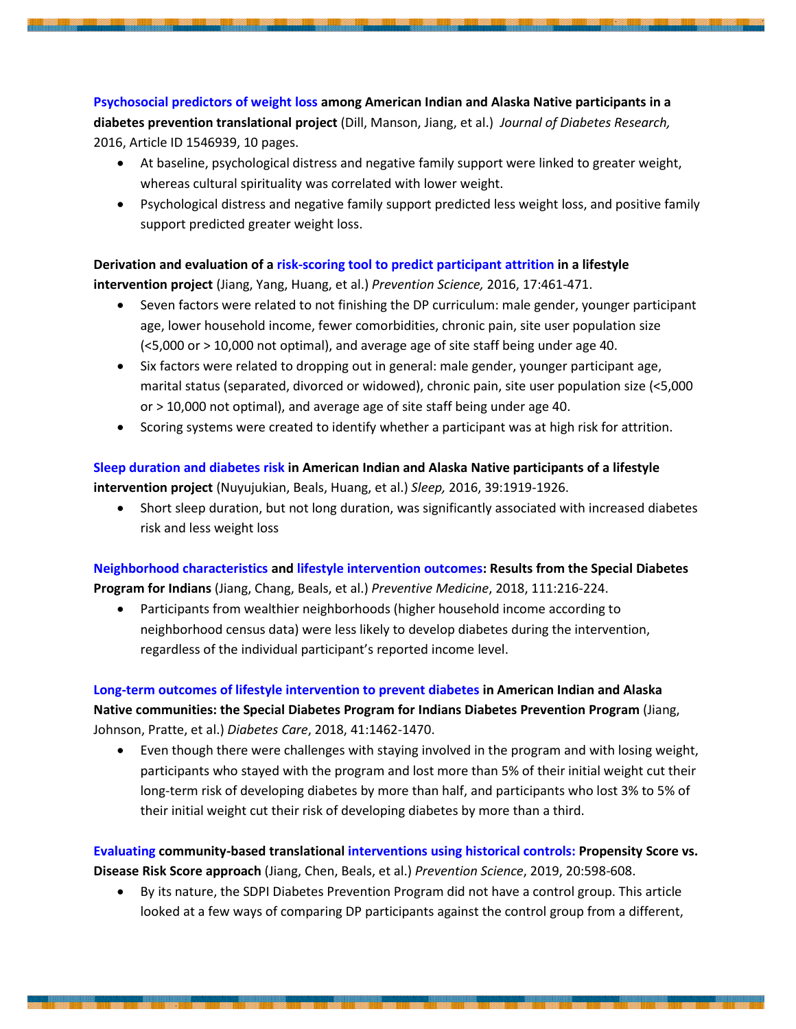**Psychosocial predictors of weight loss among American Indian and Alaska Native participants in a diabetes prevention translational project** (Dill, Manson, Jiang, et al.) *Journal of Diabetes Research,* 2016, Article ID 1546939, 10 pages.

- At baseline, psychological distress and negative family support were linked to greater weight, whereas cultural spirituality was correlated with lower weight.
- Psychological distress and negative family support predicted less weight loss, and positive family support predicted greater weight loss.

**Derivation and evaluation of a risk-scoring tool to predict participant attrition in a lifestyle intervention project** (Jiang, Yang, Huang, et al.) *Prevention Science,* 2016, 17:461-471.

- Seven factors were related to not finishing the DP curriculum: male gender, younger participant age, lower household income, fewer comorbidities, chronic pain, site user population size (<5,000 or > 10,000 not optimal), and average age of site staff being under age 40.
- Six factors were related to dropping out in general: male gender, younger participant age, marital status (separated, divorced or widowed), chronic pain, site user population size (<5,000 or > 10,000 not optimal), and average age of site staff being under age 40.
- Scoring systems were created to identify whether a participant was at high risk for attrition.

**Sleep duration and diabetes risk in American Indian and Alaska Native participants of a lifestyle intervention project** (Nuyujukian, Beals, Huang, et al.) *Sleep,* 2016, 39:1919-1926.

- Short sleep duration, but not long duration, was significantly associated with increased diabetes risk and less weight loss

**Neighborhood characteristics and lifestyle intervention outcomes: Results from the Special Diabetes Program for Indians** (Jiang, Chang, Beals, et al.) *Preventive Medicine*, 2018, 111:216-224.

- Participants from wealthier neighborhoods (higher household income according to neighborhood census data) were less likely to develop diabetes during the intervention, regardless of the individual participant's reported income level.

**Long-term outcomes of lifestyle intervention to prevent diabetes in American Indian and Alaska Native communities: the Special Diabetes Program for Indians Diabetes Prevention Program** (Jiang, Johnson, Pratte, et al.) *Diabetes Care*, 2018, 41:1462-1470.

- Even though there were challenges with staying involved in the program and with losing weight, participants who stayed with the program and lost more than 5% of their initial weight cut their long-term risk of developing diabetes by more than half, and participants who lost 3% to 5% of their initial weight cut their risk of developing diabetes by more than a third.

**Evaluating community-based translational interventions using historical controls: Propensity Score vs. Disease Risk Score approach** (Jiang, Chen, Beals, et al.) *Prevention Science*, 2019, 20:598-608.

- By its nature, the SDPI Diabetes Prevention Program did not have a control group. This article looked at a few ways of comparing DP participants against the control group from a different,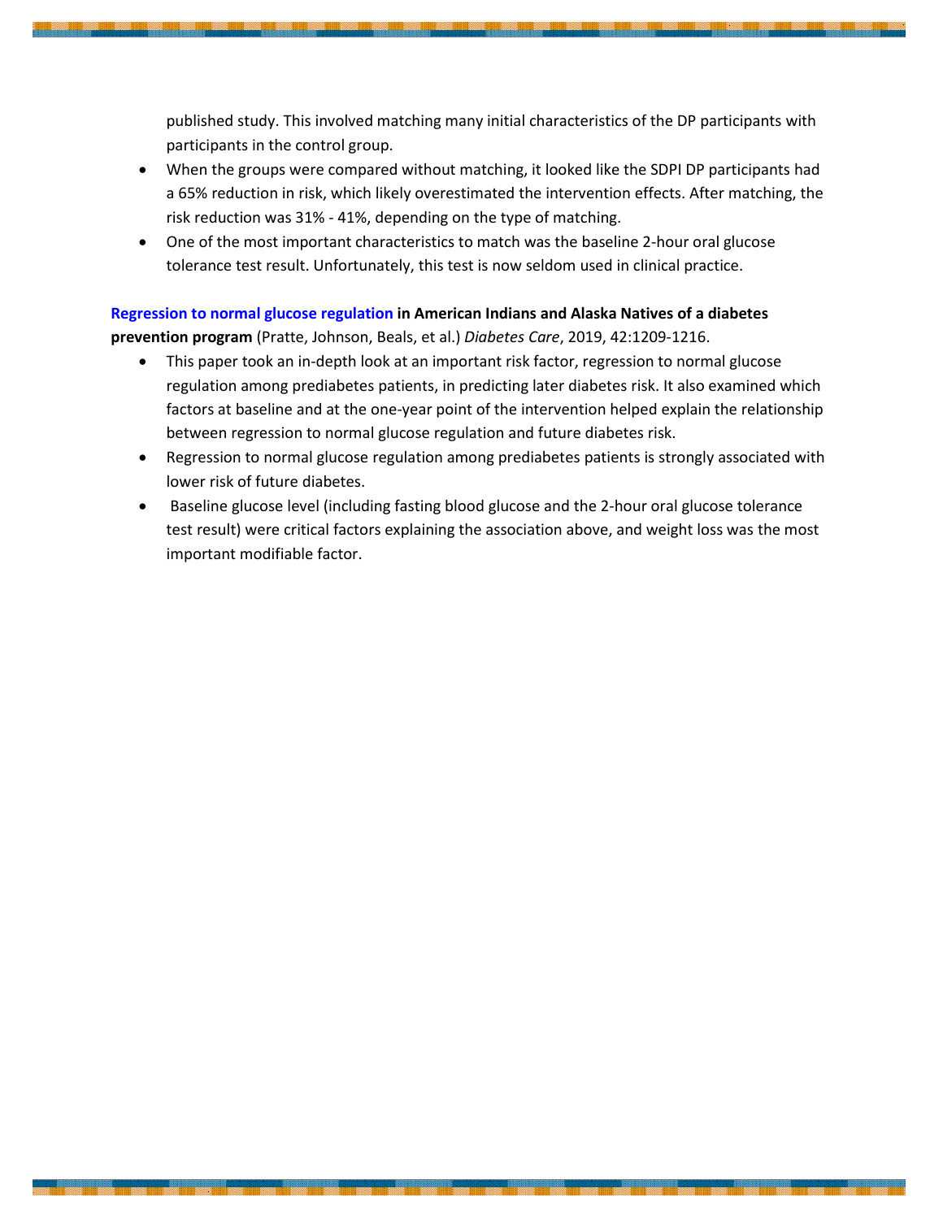published study. This involved matching many initial characteristics of the DP participants with participants in the control group.

- When the groups were compared without matching, it looked like the SDPI DP participants had a 65% reduction in risk, which likely overestimated the intervention effects. After matching, the risk reduction was 31% - 41%, depending on the type of matching.
- One of the most important characteristics to match was the baseline 2-hour oral glucose tolerance test result. Unfortunately, this test is now seldom used in clinical practice.

**Regression to normal glucose regulation in American Indians and Alaska Natives of a diabetes prevention program** (Pratte, Johnson, Beals, et al.) *Diabetes Care*, 2019, 42:1209-1216.

- This paper took an in-depth look at an important risk factor, regression to normal glucose regulation among prediabetes patients, in predicting later diabetes risk. It also examined which factors at baseline and at the one-year point of the intervention helped explain the relationship between regression to normal glucose regulation and future diabetes risk.
- Regression to normal glucose regulation among prediabetes patients is strongly associated with lower risk of future diabetes.
- Baseline glucose level (including fasting blood glucose and the 2-hour oral glucose tolerance test result) were critical factors explaining the association above, and weight loss was the most important modifiable factor.